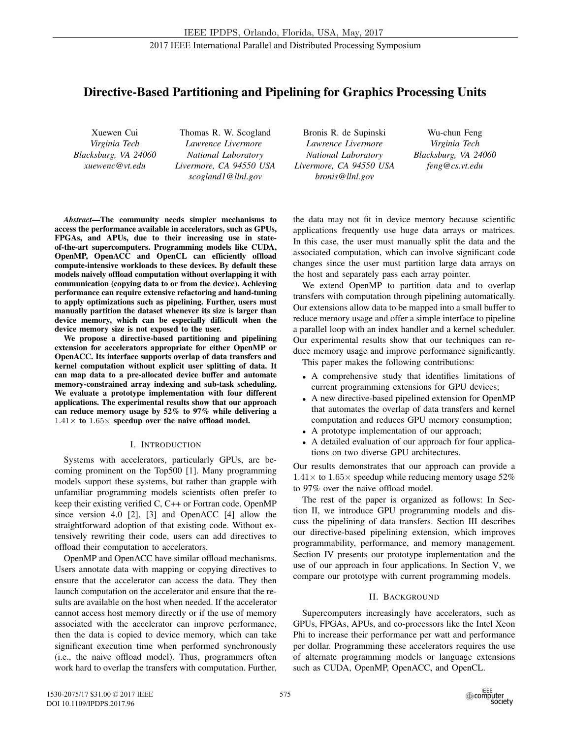# Directive-Based Partitioning and Pipelining for Graphics Processing Units

Xuewen Cui
*Virginia Tech*
*Blacksburg, VA 24060*
*xuewenc@vt.edu*

Thomas R. W. Scogland
*Lawrence Livermore National Laboratory*
*Livermore, CA 94550 USA*
*scogland1@llnl.gov*

Bronis R. de Supinski
*Lawrence Livermore National Laboratory*
*Livermore, CA 94550 USA*
*bronis@llnl.gov*

Wu-chun Feng
*Virginia Tech*
*Blacksburg, VA 24060*
*feng@cs.vt.edu*

***Abstract*—The community needs simpler mechanisms to access the performance available in accelerators, such as GPUs, FPGAs, and APUs, due to their increasing use in state-of-the-art supercomputers. Programming models like CUDA, OpenMP, OpenACC and OpenCL can efficiently offload compute-intensive workloads to these devices. By default these models naively offload computation without overlapping it with communication (copying data to or from the device). Achieving performance can require extensive refactoring and hand-tuning to apply optimizations such as pipelining. Further, users must manually partition the dataset whenever its size is larger than device memory, which can be especially difficult when the device memory size is not exposed to the user.**

**We propose a directive-based partitioning and pipelining extension for accelerators appropriate for either OpenMP or OpenACC. Its interface supports overlap of data transfers and kernel computation without explicit user splitting of data. It can map data to a pre-allocated device buffer and automate memory-constrained array indexing and sub-task scheduling. We evaluate a prototype implementation with four different applications. The experimental results show that our approach can reduce memory usage by 52% to 97% while delivering a $1.41\times$ to $1.65\times$ speedup over the naive offload model.**

## I. Introduction

Systems with accelerators, particularly GPUs, are becoming prominent on the Top500 [1]. Many programming models support these systems, but rather than grapple with unfamiliar programming models scientists often prefer to keep their existing verified C, C++ or Fortran code. OpenMP since version 4.0 [2], [3] and OpenACC [4] allow the straightforward adoption of that existing code. Without extensively rewriting their code, users can add directives to offload their computation to accelerators.

OpenMP and OpenACC have similar offload mechanisms. Users annotate data with mapping or copying directives to ensure that the accelerator can access the data. They then launch computation on the accelerator and ensure that the results are available on the host when needed. If the accelerator cannot access host memory directly or if the use of memory associated with the accelerator can improve performance, then the data is copied to device memory, which can take significant execution time when performed synchronously (i.e., the naive offload model). Thus, programmers often work hard to overlap the transfers with computation. Further, the data may not fit in device memory because scientific applications frequently use huge data arrays or matrices. In this case, the user must manually split the data and the associated computation, which can involve significant code changes since the user must partition large data arrays on the host and separately pass each array pointer.

We extend OpenMP to partition data and to overlap transfers with computation through pipelining automatically. Our extensions allow data to be mapped into a small buffer to reduce memory usage and offer a simple interface to pipeline a parallel loop with an index handler and a kernel scheduler. Our experimental results show that our techniques can reduce memory usage and improve performance significantly.

This paper makes the following contributions:

- A comprehensive study that identifies limitations of current programming extensions for GPU devices;
- A new directive-based pipelined extension for OpenMP that automates the overlap of data transfers and kernel computation and reduces GPU memory consumption;
- A prototype implementation of our approach;
- A detailed evaluation of our approach for four applications on two diverse GPU architectures.

Our results demonstrates that our approach can provide a $1.41\times$ to $1.65\times$ speedup while reducing memory usage 52% to 97% over the naive offload model.

The rest of the paper is organized as follows: In Section II, we introduce GPU programming models and discuss the pipelining of data transfers. Section III describes our directive-based pipelining extension, which improves programmability, performance, and memory management. Section IV presents our prototype implementation and the use of our approach in four applications. In Section V, we compare our prototype with current programming models.

## II. Background

Supercomputers increasingly have accelerators, such as GPUs, FPGAs, APUs, and co-processors like the Intel Xeon Phi to increase their performance per watt and performance per dollar. Programming these accelerators requires the use of alternate programming models or language extensions such as CUDA, OpenMP, OpenACC, and OpenCL.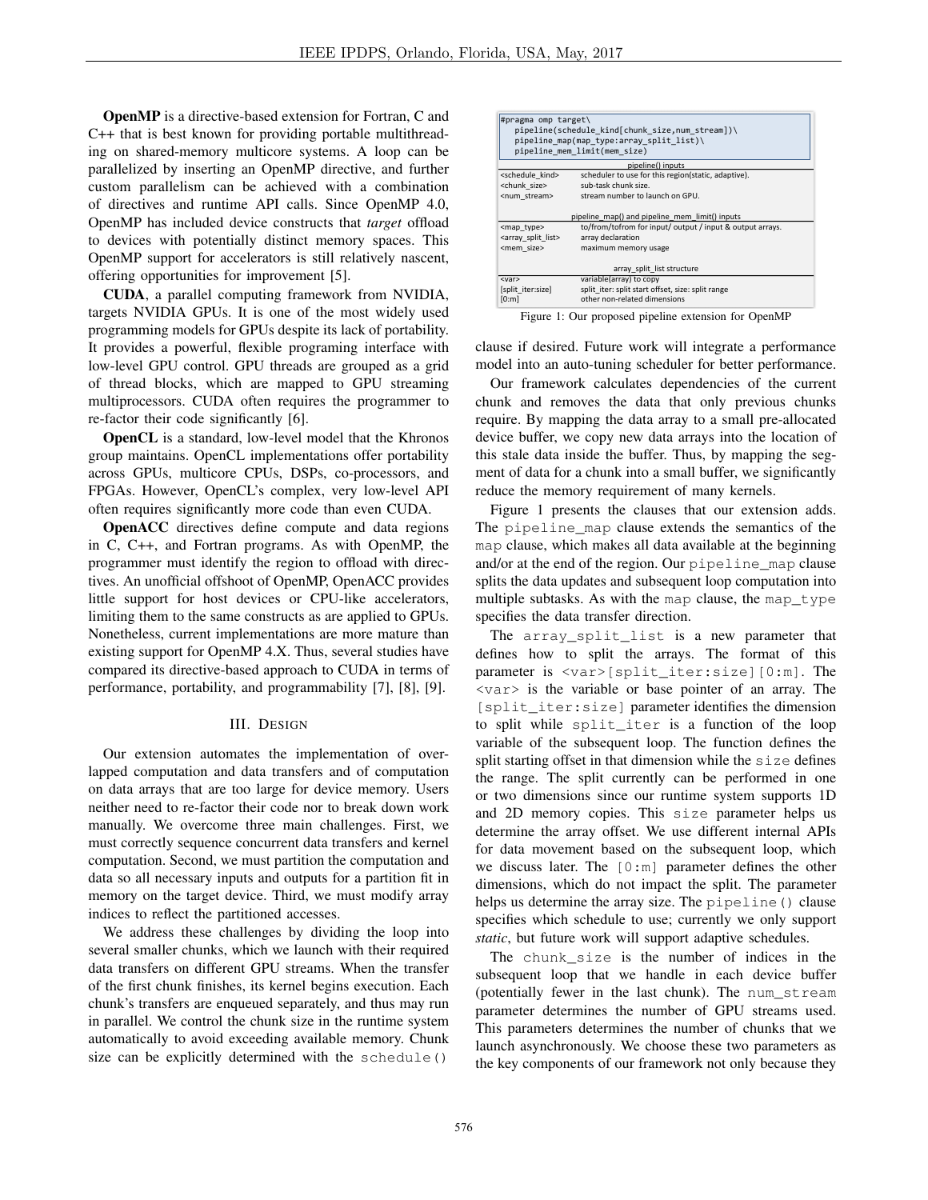**OpenMP** is a directive-based extension for Fortran, C and C++ that is best known for providing portable multithreading on shared-memory multicore systems. A loop can be parallelized by inserting an OpenMP directive, and further custom parallelism can be achieved with a combination of directives and runtime API calls. Since OpenMP 4.0, OpenMP has included device constructs that *target* offload to devices with potentially distinct memory spaces. This OpenMP support for accelerators is still relatively nascent, offering opportunities for improvement [5].

**CUDA**, a parallel computing framework from NVIDIA, targets NVIDIA GPUs. It is one of the most widely used programming models for GPUs despite its lack of portability. It provides a powerful, flexible programing interface with low-level GPU control. GPU threads are grouped as a grid of thread blocks, which are mapped to GPU streaming multiprocessors. CUDA often requires the programmer to re-factor their code significantly [6].

**OpenCL** is a standard, low-level model that the Khronos group maintains. OpenCL implementations offer portability across GPUs, multicore CPUs, DSPs, co-processors, and FPGAs. However, OpenCL's complex, very low-level API often requires significantly more code than even CUDA.

**OpenACC** directives define compute and data regions in C, C++, and Fortran programs. As with OpenMP, the programmer must identify the region to offload with directives. An unofficial offshoot of OpenMP, OpenACC provides little support for host devices or CPU-like accelerators, limiting them to the same constructs as are applied to GPUs. Nonetheless, current implementations are more mature than existing support for OpenMP 4.X. Thus, several studies have compared its directive-based approach to CUDA in terms of performance, portability, and programmability [7], [8], [9].

## III. Design

Our extension automates the implementation of overlapped computation and data transfers and of computation on data arrays that are too large for device memory. Users neither need to re-factor their code nor to break down work manually. We overcome three main challenges. First, we must correctly sequence concurrent data transfers and kernel computation. Second, we must partition the computation and data so all necessary inputs and outputs for a partition fit in memory on the target device. Third, we must modify array indices to reflect the partitioned accesses.

We address these challenges by dividing the loop into several smaller chunks, which we launch with their required data transfers on different GPU streams. When the transfer of the first chunk finishes, its kernel begins execution. Each chunk's transfers are enqueued separately, and thus may run in parallel. We control the chunk size in the runtime system automatically to avoid exceeding available memory. Chunk size can be explicitly determined with the `schedule()` clause if desired. Future work will integrate a performance model into an auto-tuning scheduler for better performance.

```
#pragma omp target\
   pipeline(schedule_kind[chunk_size,num_stream])\
   pipeline_map(map_type:array_split_list)\
   pipeline_mem_limit(mem_size)
```

| pipeline() inputs | |
|---|---|
| <schedule_kind> | scheduler to use for this region(static, adaptive). |
| <chunk_size> | sub-task chunk size. |
| <num_stream> | stream number to launch on GPU. |
| **pipeline_map() and pipeline_mem_limit() inputs** | |
| <map_type> | to/from/tofrom for input/ output / input & output arrays. |
| <array_split_list> | array declaration |
| <mem_size> | maximum memory usage |
| **array_split_list structure** | |
| <var> | variable(array) to copy |
| [split_iter:size] | split_iter: split start offset, size: split range |
| [0:m] | other non-related dimensions |

Figure 1: Our proposed pipeline extension for OpenMP

Our framework calculates dependencies of the current chunk and removes the data that only previous chunks require. By mapping the data array to a small pre-allocated device buffer, we copy new data arrays into the location of this stale data inside the buffer. Thus, by mapping the segment of data for a chunk into a small buffer, we significantly reduce the memory requirement of many kernels.

Figure 1 presents the clauses that our extension adds. The `pipeline_map` clause extends the semantics of the `map` clause, which makes all data available at the beginning and/or at the end of the region. Our `pipeline_map` clause splits the data updates and subsequent loop computation into multiple subtasks. As with the `map` clause, the `map_type` specifies the data transfer direction.

The `array_split_list` is a new parameter that defines how to split the arrays. The format of this parameter is `<var>[split_iter:size][0:m]`. The `<var>` is the variable or base pointer of an array. The `[split_iter:size]` parameter identifies the dimension to split while `split_iter` is a function of the loop variable of the subsequent loop. The function defines the split starting offset in that dimension while the `size` defines the range. The split currently can be performed in one or two dimensions since our runtime system supports 1D and 2D memory copies. This `size` parameter helps us determine the array offset. We use different internal APIs for data movement based on the subsequent loop, which we discuss later. The `[0:m]` parameter defines the other dimensions, which do not impact the split. The parameter helps us determine the array size. The `pipeline()` clause specifies which schedule to use; currently we only support *static*, but future work will support adaptive schedules.

The `chunk_size` is the number of indices in the subsequent loop that we handle in each device buffer (potentially fewer in the last chunk). The `num_stream` parameter determines the number of GPU streams used. This parameters determines the number of chunks that we launch asynchronously. We choose these two parameters as the key components of our framework not only because they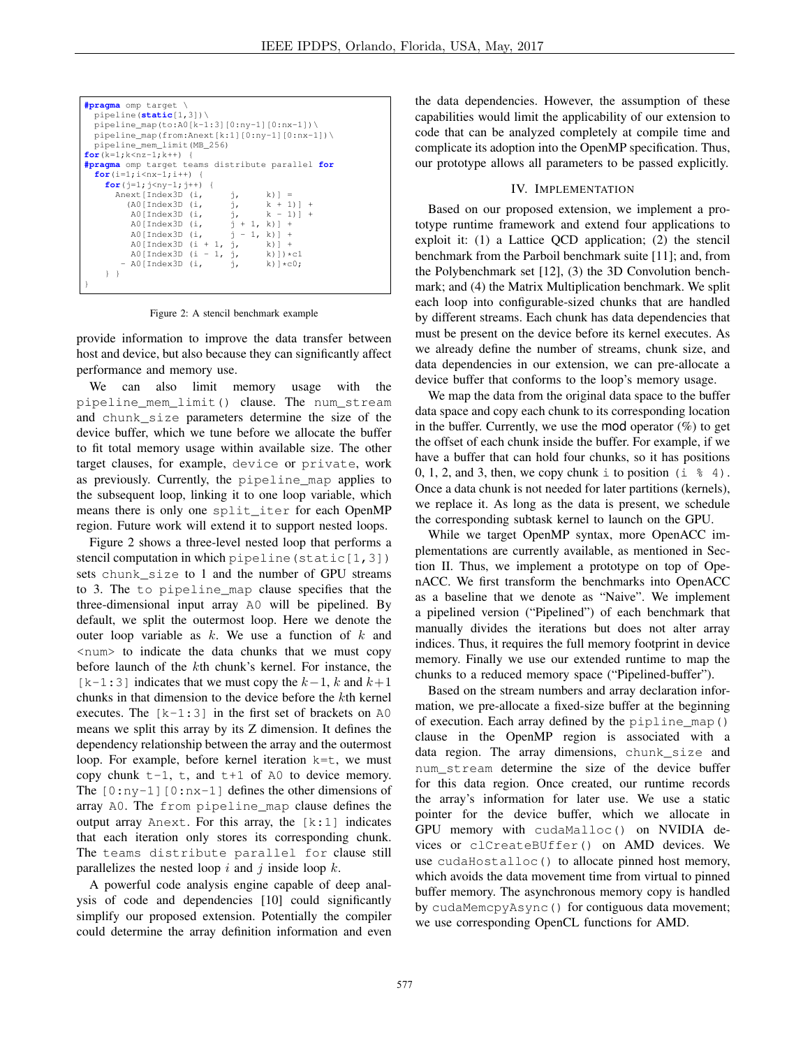```
#pragma omp target \
  pipeline(static[1,3])\
  pipeline_map(to:A0[k-1:3][0:ny-1][0:nx-1])\
  pipeline_map(from:Anext[k:1][0:ny-1][0:nx-1])\
  pipeline_mem_limit(MB_256)
for(k=1;k<nz-1;k++) {
#pragma omp target teams distribute parallel for
  for(i=1;i<nx-1;i++) {
    for(j=1;j<ny-1;j++) {
      Anext[Index3D (i,      j,      k)] =
        (A0[Index3D (i,      j,      k + 1)] +
         A0[Index3D (i,      j,      k - 1)] +
         A0[Index3D (i,      j + 1,  k)] +
         A0[Index3D (i,      j - 1,  k)] +
         A0[Index3D (i + 1,  j,      k)] +
         A0[Index3D (i - 1,  j,      k)])*c1
       - A0[Index3D (i,      j,      k)]*c0;
    } }
}
```

Figure 2: A stencil benchmark example

provide information to improve the data transfer between host and device, but also because they can significantly affect performance and memory use.

We can also limit memory usage with the `pipeline_mem_limit()` clause. The `num_stream` and `chunk_size` parameters determine the size of the device buffer, which we tune before we allocate the buffer to fit total memory usage within available size. The other target clauses, for example, `device` or `private`, work as previously. Currently, the `pipeline_map` applies to the subsequent loop, linking it to one loop variable, which means there is only one `split_iter` for each OpenMP region. Future work will extend it to support nested loops.

Figure 2 shows a three-level nested loop that performs a stencil computation in which `pipeline(static[1,3])` sets `chunk_size` to 1 and the number of GPU streams to 3. The `to pipeline_map` clause specifies that the three-dimensional input array `A0` will be pipelined. By default, we split the outermost loop. Here we denote the outer loop variable as $k$. We use a function of $k$ and `<num>` to indicate the data chunks that we must copy before launch of the $k$th chunk's kernel. For instance, the `[k-1:3]` indicates that we must copy the $k-1$, $k$ and $k+1$ chunks in that dimension to the device before the $k$th kernel executes. The `[k-1:3]` in the first set of brackets on `A0` means we split this array by its Z dimension. It defines the dependency relationship between the array and the outermost loop. For example, before kernel iteration `k=t`, we must copy chunk `t-1`, `t`, and `t+1` of `A0` to device memory. The `[0:ny-1][0:nx-1]` defines the other dimensions of array `A0`. The `from pipeline_map` clause defines the output array `Anext`. For this array, the `[k:1]` indicates that each iteration only stores its corresponding chunk. The `teams distribute parallel for` clause still parallelizes the nested loop $i$ and $j$ inside loop $k$.

A powerful code analysis engine capable of deep analysis of code and dependencies [10] could significantly simplify our proposed extension. Potentially the compiler could determine the array definition information and even the data dependencies. However, the assumption of these capabilities would limit the applicability of our extension to code that can be analyzed completely at compile time and complicate its adoption into the OpenMP specification. Thus, our prototype allows all parameters to be passed explicitly.

## IV. Implementation

Based on our proposed extension, we implement a prototype runtime framework and extend four applications to exploit it: (1) a Lattice QCD application; (2) the stencil benchmark from the Parboil benchmark suite [11]; and, from the Polybenchmark set [12], (3) the 3D Convolution benchmark; and (4) the Matrix Multiplication benchmark. We split each loop into configurable-sized chunks that are handled by different streams. Each chunk has data dependencies that must be present on the device before its kernel executes. As we already define the number of streams, chunk size, and data dependencies in our extension, we can pre-allocate a device buffer that conforms to the loop's memory usage.

We map the data from the original data space to the buffer data space and copy each chunk to its corresponding location in the buffer. Currently, we use the mod operator (%) to get the offset of each chunk inside the buffer. For example, if we have a buffer that can hold four chunks, so it has positions 0, 1, 2, and 3, then, we copy chunk `i` to position `(i % 4)`. Once a data chunk is not needed for later partitions (kernels), we replace it. As long as the data is present, we schedule the corresponding subtask kernel to launch on the GPU.

While we target OpenMP syntax, more OpenACC implementations are currently available, as mentioned in Section II. Thus, we implement a prototype on top of OpenACC. We first transform the benchmarks into OpenACC as a baseline that we denote as "Naive". We implement a pipelined version ("Pipelined") of each benchmark that manually divides the iterations but does not alter array indices. Thus, it requires the full memory footprint in device memory. Finally we use our extended runtime to map the chunks to a reduced memory space ("Pipelined-buffer").

Based on the stream numbers and array declaration information, we pre-allocate a fixed-size buffer at the beginning of execution. Each array defined by the `pipline_map()` clause in the OpenMP region is associated with a data region. The array dimensions, `chunk_size` and `num_stream` determine the size of the device buffer for this data region. Once created, our runtime records the array's information for later use. We use a static pointer for the device buffer, which we allocate in GPU memory with `cudaMalloc()` on NVIDIA devices or `clCreateBUffer()` on AMD devices. We use `cudaHostalloc()` to allocate pinned host memory, which avoids the data movement time from virtual to pinned buffer memory. The asynchronous memory copy is handled by `cudaMemcpyAsync()` for contiguous data movement; we use corresponding OpenCL functions for AMD.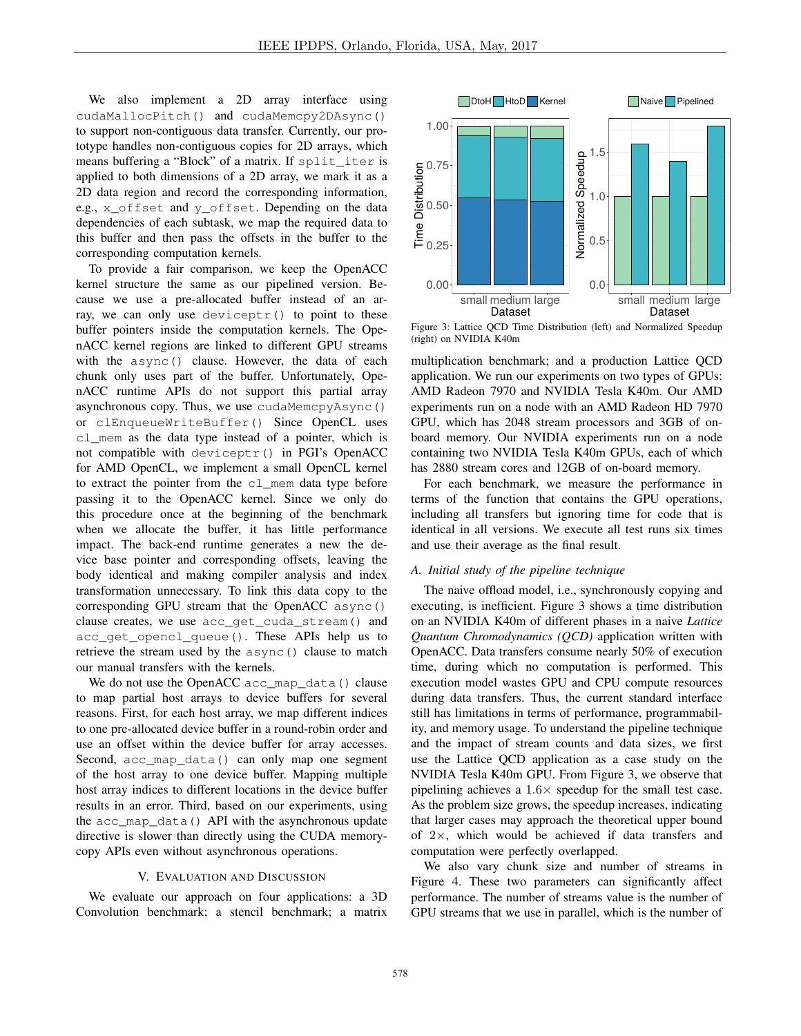We also implement a 2D array interface using `cudaMallocPitch()` and `cudaMemcpy2DAsync()` to support non-contiguous data transfer. Currently, our prototype handles non-contiguous copies for 2D arrays, which means buffering a "Block" of a matrix. If `split_iter` is applied to both dimensions of a 2D array, we mark it as a 2D data region and record the corresponding information, e.g., `x_offset` and `y_offset`. Depending on the data dependencies of each subtask, we map the required data to this buffer and then pass the offsets in the buffer to the corresponding computation kernels.

To provide a fair comparison, we keep the OpenACC kernel structure the same as our pipelined version. Because we use a pre-allocated buffer instead of an array, we can only use `deviceptr()` to point to these buffer pointers inside the computation kernels. The OpenACC kernel regions are linked to different GPU streams with the `async()` clause. However, the data of each chunk only uses part of the buffer. Unfortunately, OpenACC runtime APIs do not support this partial array asynchronous copy. Thus, we use `cudaMemcpyAsync()` or `clEnqueueWriteBuffer()` Since OpenCL uses `cl_mem` as the data type instead of a pointer, which is not compatible with `deviceptr()` in PGI's OpenACC for AMD OpenCL, we implement a small OpenCL kernel to extract the pointer from the `cl_mem` data type before passing it to the OpenACC kernel. Since we only do this procedure once at the beginning of the benchmark when we allocate the buffer, it has little performance impact. The back-end runtime generates a new the device base pointer and corresponding offsets, leaving the body identical and making compiler analysis and index transformation unnecessary. To link this data copy to the corresponding GPU stream that the OpenACC `async()` clause creates, we use `acc_get_cuda_stream()` and `acc_get_opencl_queue()`. These APIs help us to retrieve the stream used by the `async()` clause to match our manual transfers with the kernels.

We do not use the OpenACC `acc_map_data()` clause to map partial host arrays to device buffers for several reasons. First, for each host array, we map different indices to one pre-allocated device buffer in a round-robin order and use an offset within the device buffer for array accesses. Second, `acc_map_data()` can only map one segment of the host array to one device buffer. Mapping multiple host array indices to different locations in the device buffer results in an error. Third, based on our experiments, using the `acc_map_data()` API with the asynchronous update directive is slower than directly using the CUDA memory-copy APIs even without asynchronous operations.

## V. Evaluation and Discussion

We evaluate our approach on four applications: a 3D Convolution benchmark; a stencil benchmark; a matrix multiplication benchmark; and a production Lattice QCD application. We run our experiments on two types of GPUs: AMD Radeon 7970 and NVIDIA Tesla K40m. Our AMD experiments run on a node with an AMD Radeon HD 7970 GPU, which has 2048 stream processors and 3GB of on-board memory. Our NVIDIA experiments run on a node containing two NVIDIA Tesla K40m GPUs, each of which has 2880 stream cores and 12GB of on-board memory.

For each benchmark, we measure the performance in terms of the function that contains the GPU operations, including all transfers but ignoring time for code that is identical in all versions. We execute all test runs six times and use their average as the final result.

Figure 3: Lattice QCD Time Distribution (left) and Normalized Speedup (right) on NVIDIA K40m

### *A. Initial study of the pipeline technique*

The naive offload model, i.e., synchronously copying and executing, is inefficient. Figure 3 shows a time distribution on an NVIDIA K40m of different phases in a naive *Lattice Quantum Chromodynamics (QCD)* application written with OpenACC. Data transfers consume nearly 50% of execution time, during which no computation is performed. This execution model wastes GPU and CPU compute resources during data transfers. Thus, the current standard interface still has limitations in terms of performance, programmability, and memory usage. To understand the pipeline technique and the impact of stream counts and data sizes, we first use the Lattice QCD application as a case study on the NVIDIA Tesla K40m GPU. From Figure 3, we observe that pipelining achieves a $1.6\times$ speedup for the small test case. As the problem size grows, the speedup increases, indicating that larger cases may approach the theoretical upper bound of $2\times$, which would be achieved if data transfers and computation were perfectly overlapped.

We also vary chunk size and number of streams in Figure 4. These two parameters can significantly affect performance. The number of streams value is the number of GPU streams that we use in parallel, which is the number of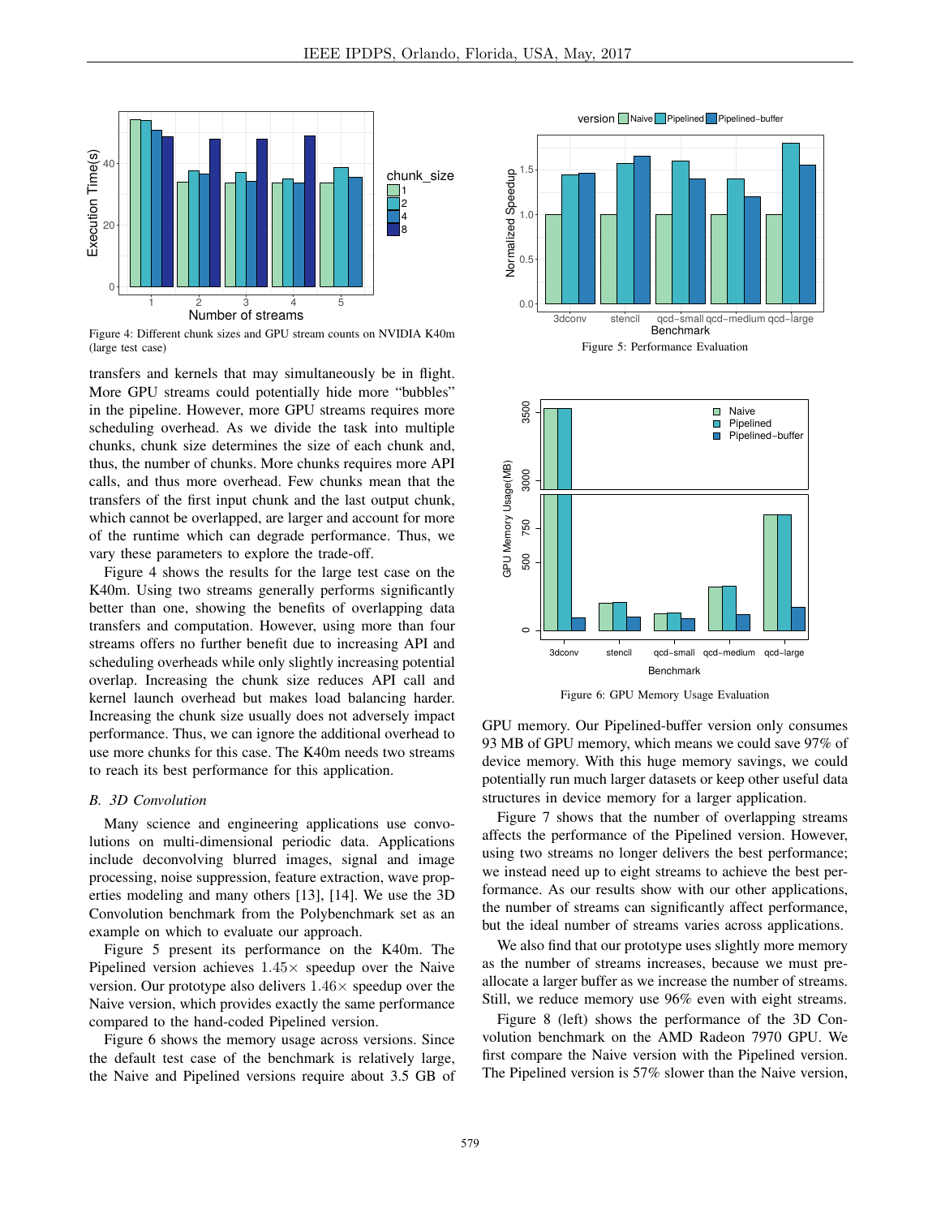Figure 4: Different chunk sizes and GPU stream counts on NVIDIA K40m (large test case)

transfers and kernels that may simultaneously be in flight. More GPU streams could potentially hide more "bubbles" in the pipeline. However, more GPU streams requires more scheduling overhead. As we divide the task into multiple chunks, chunk size determines the size of each chunk and, thus, the number of chunks. More chunks requires more API calls, and thus more overhead. Few chunks mean that the transfers of the first input chunk and the last output chunk, which cannot be overlapped, are larger and account for more of the runtime which can degrade performance. Thus, we vary these parameters to explore the trade-off.

Figure 4 shows the results for the large test case on the K40m. Using two streams generally performs significantly better than one, showing the benefits of overlapping data transfers and computation. However, using more than four streams offers no further benefit due to increasing API and scheduling overheads while only slightly increasing potential overlap. Increasing the chunk size reduces API call and kernel launch overhead but makes load balancing harder. Increasing the chunk size usually does not adversely impact performance. Thus, we can ignore the additional overhead to use more chunks for this case. The K40m needs two streams to reach its best performance for this application.

### *B. 3D Convolution*

Many science and engineering applications use convolutions on multi-dimensional periodic data. Applications include deconvolving blurred images, signal and image processing, noise suppression, feature extraction, wave properties modeling and many others [13], [14]. We use the 3D Convolution benchmark from the Polybenchmark set as an example on which to evaluate our approach.

Figure 5 present its performance on the K40m. The Pipelined version achieves $1.45\times$ speedup over the Naive version. Our prototype also delivers $1.46\times$ speedup over the Naive version, which provides exactly the same performance compared to the hand-coded Pipelined version.

Figure 6 shows the memory usage across versions. Since the default test case of the benchmark is relatively large, the Naive and Pipelined versions require about 3.5 GB of GPU memory. Our Pipelined-buffer version only consumes 93 MB of GPU memory, which means we could save 97% of device memory. With this huge memory savings, we could potentially run much larger datasets or keep other useful data structures in device memory for a larger application.

Figure 5: Performance Evaluation

Figure 6: GPU Memory Usage Evaluation

Figure 7 shows that the number of overlapping streams affects the performance of the Pipelined version. However, using two streams no longer delivers the best performance; we instead need up to eight streams to achieve the best performance. As our results show with our other applications, the number of streams can significantly affect performance, but the ideal number of streams varies across applications.

We also find that our prototype uses slightly more memory as the number of streams increases, because we must preallocate a larger buffer as we increase the number of streams. Still, we reduce memory use 96% even with eight streams.

Figure 8 (left) shows the performance of the 3D Convolution benchmark on the AMD Radeon 7970 GPU. We first compare the Naive version with the Pipelined version. The Pipelined version is 57% slower than the Naive version,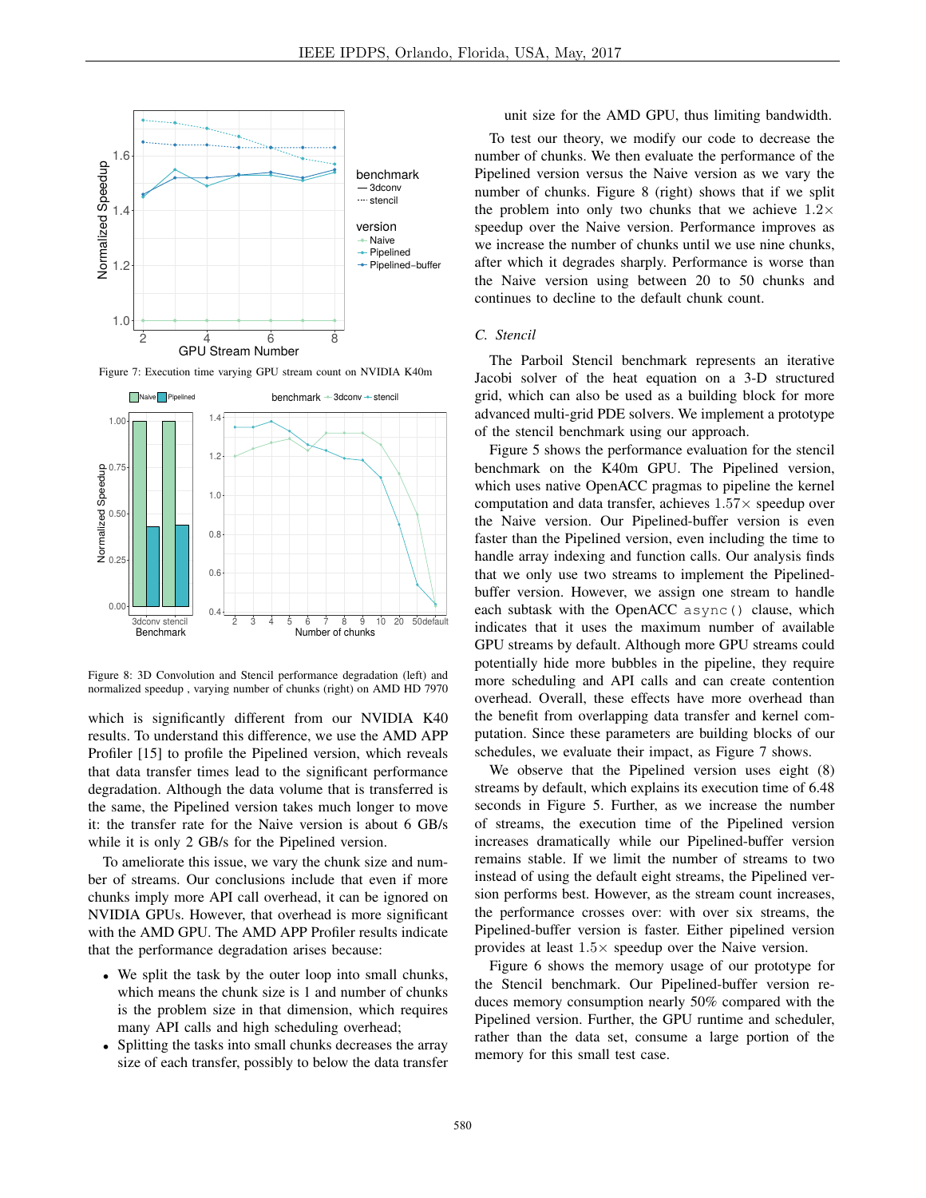Figure 7: Execution time varying GPU stream count on NVIDIA K40m

Figure 8: 3D Convolution and Stencil performance degradation (left) and normalized speedup , varying number of chunks (right) on AMD HD 7970

which is significantly different from our NVIDIA K40 results. To understand this difference, we use the AMD APP Profiler [15] to profile the Pipelined version, which reveals that data transfer times lead to the significant performance degradation. Although the data volume that is transferred is the same, the Pipelined version takes much longer to move it: the transfer rate for the Naive version is about 6 GB/s while it is only 2 GB/s for the Pipelined version.

To ameliorate this issue, we vary the chunk size and number of streams. Our conclusions include that even if more chunks imply more API call overhead, it can be ignored on NVIDIA GPUs. However, that overhead is more significant with the AMD GPU. The AMD APP Profiler results indicate that the performance degradation arises because:

- We split the task by the outer loop into small chunks, which means the chunk size is 1 and number of chunks is the problem size in that dimension, which requires many API calls and high scheduling overhead;
- Splitting the tasks into small chunks decreases the array size of each transfer, possibly to below the data transfer unit size for the AMD GPU, thus limiting bandwidth.

To test our theory, we modify our code to decrease the number of chunks. We then evaluate the performance of the Pipelined version versus the Naive version as we vary the number of chunks. Figure 8 (right) shows that if we split the problem into only two chunks that we achieve $1.2\times$ speedup over the Naive version. Performance improves as we increase the number of chunks until we use nine chunks, after which it degrades sharply. Performance is worse than the Naive version using between 20 to 50 chunks and continues to decline to the default chunk count.

### C. Stencil

The Parboil Stencil benchmark represents an iterative Jacobi solver of the heat equation on a 3-D structured grid, which can also be used as a building block for more advanced multi-grid PDE solvers. We implement a prototype of the stencil benchmark using our approach.

Figure 5 shows the performance evaluation for the stencil benchmark on the K40m GPU. The Pipelined version, which uses native OpenACC pragmas to pipeline the kernel computation and data transfer, achieves $1.57\times$ speedup over the Naive version. Our Pipelined-buffer version is even faster than the Pipelined version, even including the time to handle array indexing and function calls. Our analysis finds that we only use two streams to implement the Pipelined-buffer version. However, we assign one stream to handle each subtask with the OpenACC `async()` clause, which indicates that it uses the maximum number of available GPU streams by default. Although more GPU streams could potentially hide more bubbles in the pipeline, they require more scheduling and API calls and can create contention overhead. Overall, these effects have more overhead than the benefit from overlapping data transfer and kernel computation. Since these parameters are building blocks of our schedules, we evaluate their impact, as Figure 7 shows.

We observe that the Pipelined version uses eight (8) streams by default, which explains its execution time of 6.48 seconds in Figure 5. Further, as we increase the number of streams, the execution time of the Pipelined version increases dramatically while our Pipelined-buffer version remains stable. If we limit the number of streams to two instead of using the default eight streams, the Pipelined version performs best. However, as the stream count increases, the performance crosses over: with over six streams, the Pipelined-buffer version is faster. Either pipelined version provides at least $1.5\times$ speedup over the Naive version.

Figure 6 shows the memory usage of our prototype for the Stencil benchmark. Our Pipelined-buffer version reduces memory consumption nearly 50% compared with the Pipelined version. Further, the GPU runtime and scheduler, rather than the data set, consume a large portion of the memory for this small test case.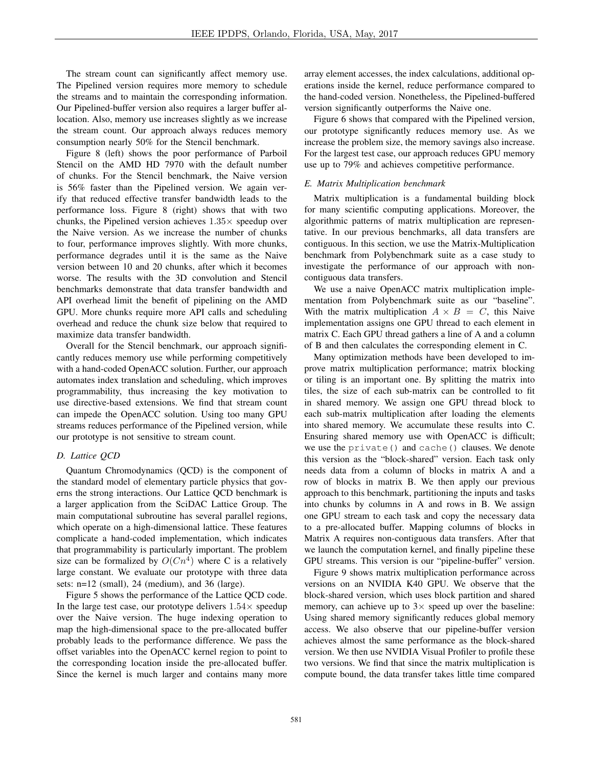The stream count can significantly affect memory use. The Pipelined version requires more memory to schedule the streams and to maintain the corresponding information. Our Pipelined-buffer version also requires a larger buffer allocation. Also, memory use increases slightly as we increase the stream count. Our approach always reduces memory consumption nearly 50% for the Stencil benchmark.

Figure 8 (left) shows the poor performance of Parboil Stencil on the AMD HD 7970 with the default number of chunks. For the Stencil benchmark, the Naive version is 56% faster than the Pipelined version. We again verify that reduced effective transfer bandwidth leads to the performance loss. Figure 8 (right) shows that with two chunks, the Pipelined version achieves $1.35\times$ speedup over the Naive version. As we increase the number of chunks to four, performance improves slightly. With more chunks, performance degrades until it is the same as the Naive version between 10 and 20 chunks, after which it becomes worse. The results with the 3D convolution and Stencil benchmarks demonstrate that data transfer bandwidth and API overhead limit the benefit of pipelining on the AMD GPU. More chunks require more API calls and scheduling overhead and reduce the chunk size below that required to maximize data transfer bandwidth.

Overall for the Stencil benchmark, our approach significantly reduces memory use while performing competitively with a hand-coded OpenACC solution. Further, our approach automates index translation and scheduling, which improves programmability, thus increasing the key motivation to use directive-based extensions. We find that stream count can impede the OpenACC solution. Using too many GPU streams reduces performance of the Pipelined version, while our prototype is not sensitive to stream count.

### D. Lattice QCD

Quantum Chromodynamics (QCD) is the component of the standard model of elementary particle physics that governs the strong interactions. Our Lattice QCD benchmark is a larger application from the SciDAC Lattice Group. The main computational subroutine has several parallel regions, which operate on a high-dimensional lattice. These features complicate a hand-coded implementation, which indicates that programmability is particularly important. The problem size can be formalized by $O(Cn^4)$ where C is a relatively large constant. We evaluate our prototype with three data sets: n=12 (small), 24 (medium), and 36 (large).

Figure 5 shows the performance of the Lattice QCD code. In the large test case, our prototype delivers $1.54\times$ speedup over the Naive version. The huge indexing operation to map the high-dimensional space to the pre-allocated buffer probably leads to the performance difference. We pass the offset variables into the OpenACC kernel region to point to the corresponding location inside the pre-allocated buffer. Since the kernel is much larger and contains many more array element accesses, the index calculations, additional operations inside the kernel, reduce performance compared to the hand-coded version. Nonetheless, the Pipelined-buffered version significantly outperforms the Naive one.

Figure 6 shows that compared with the Pipelined version, our prototype significantly reduces memory use. As we increase the problem size, the memory savings also increase. For the largest test case, our approach reduces GPU memory use up to 79% and achieves competitive performance.

### E. Matrix Multiplication benchmark

Matrix multiplication is a fundamental building block for many scientific computing applications. Moreover, the algorithmic patterns of matrix multiplication are representative. In our previous benchmarks, all data transfers are contiguous. In this section, we use the Matrix-Multiplication benchmark from Polybenchmark suite as a case study to investigate the performance of our approach with non-contiguous data transfers.

We use a naive OpenACC matrix multiplication implementation from Polybenchmark suite as our "baseline". With the matrix multiplication $A \times B = C$, this Naive implementation assigns one GPU thread to each element in matrix C. Each GPU thread gathers a line of A and a column of B and then calculates the corresponding element in C.

Many optimization methods have been developed to improve matrix multiplication performance; matrix blocking or tiling is an important one. By splitting the matrix into tiles, the size of each sub-matrix can be controlled to fit in shared memory. We assign one GPU thread block to each sub-matrix multiplication after loading the elements into shared memory. We accumulate these results into C. Ensuring shared memory use with OpenACC is difficult; we use the `private()` and `cache()` clauses. We denote this version as the "block-shared" version. Each task only needs data from a column of blocks in matrix A and a row of blocks in matrix B. We then apply our previous approach to this benchmark, partitioning the inputs and tasks into chunks by columns in A and rows in B. We assign one GPU stream to each task and copy the necessary data to a pre-allocated buffer. Mapping columns of blocks in Matrix A requires non-contiguous data transfers. After that we launch the computation kernel, and finally pipeline these GPU streams. This version is our "pipeline-buffer" version.

Figure 9 shows matrix multiplication performance across versions on an NVIDIA K40 GPU. We observe that the block-shared version, which uses block partition and shared memory, can achieve up to $3\times$ speed up over the baseline: Using shared memory significantly reduces global memory access. We also observe that our pipeline-buffer version achieves almost the same performance as the block-shared version. We then use NVIDIA Visual Profiler to profile these two versions. We find that since the matrix multiplication is compute bound, the data transfer takes little time compared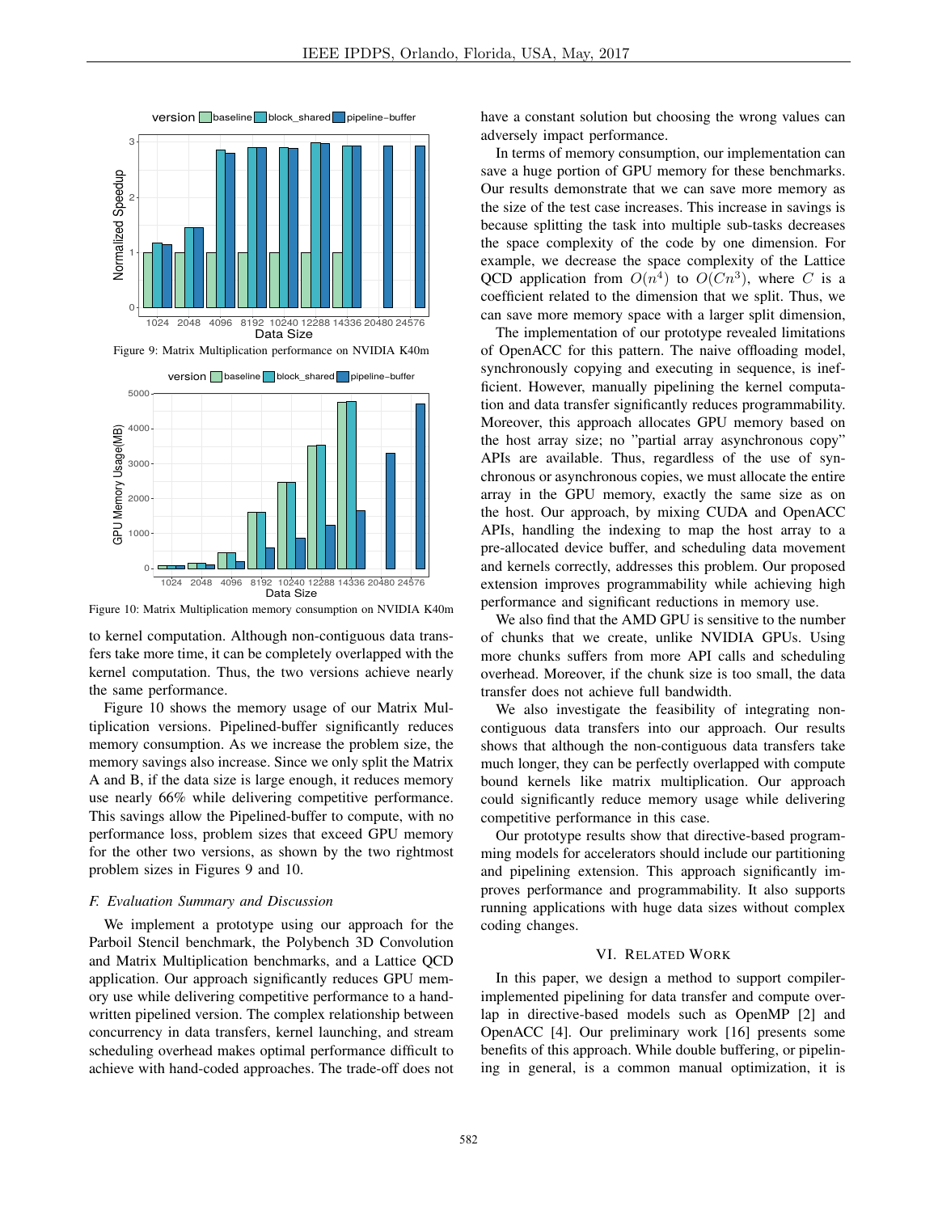Figure 9: Matrix Multiplication performance on NVIDIA K40m

Figure 10: Matrix Multiplication memory consumption on NVIDIA K40m

to kernel computation. Although non-contiguous data transfers take more time, it can be completely overlapped with the kernel computation. Thus, the two versions achieve nearly the same performance.

Figure 10 shows the memory usage of our Matrix Multiplication versions. Pipelined-buffer significantly reduces memory consumption. As we increase the problem size, the memory savings also increase. Since we only split the Matrix A and B, if the data size is large enough, it reduces memory use nearly 66% while delivering competitive performance. This savings allow the Pipelined-buffer to compute, with no performance loss, problem sizes that exceed GPU memory for the other two versions, as shown by the two rightmost problem sizes in Figures 9 and 10.

### F. Evaluation Summary and Discussion

We implement a prototype using our approach for the Parboil Stencil benchmark, the Polybench 3D Convolution and Matrix Multiplication benchmarks, and a Lattice QCD application. Our approach significantly reduces GPU memory use while delivering competitive performance to a handwritten pipelined version. The complex relationship between concurrency in data transfers, kernel launching, and stream scheduling overhead makes optimal performance difficult to achieve with hand-coded approaches. The trade-off does not have a constant solution but choosing the wrong values can adversely impact performance.

In terms of memory consumption, our implementation can save a huge portion of GPU memory for these benchmarks. Our results demonstrate that we can save more memory as the size of the test case increases. This increase in savings is because splitting the task into multiple sub-tasks decreases the space complexity of the code by one dimension. For example, we decrease the space complexity of the Lattice QCD application from $O(n^4)$ to $O(Cn^3)$, where $C$ is a coefficient related to the dimension that we split. Thus, we can save more memory space with a larger split dimension,

The implementation of our prototype revealed limitations of OpenACC for this pattern. The naive offloading model, synchronously copying and executing in sequence, is inefficient. However, manually pipelining the kernel computation and data transfer significantly reduces programmability. Moreover, this approach allocates GPU memory based on the host array size; no "partial array asynchronous copy" APIs are available. Thus, regardless of the use of synchronous or asynchronous copies, we must allocate the entire array in the GPU memory, exactly the same size as on the host. Our approach, by mixing CUDA and OpenACC APIs, handling the indexing to map the host array to a pre-allocated device buffer, and scheduling data movement and kernels correctly, addresses this problem. Our proposed extension improves programmability while achieving high performance and significant reductions in memory use.

We also find that the AMD GPU is sensitive to the number of chunks that we create, unlike NVIDIA GPUs. Using more chunks suffers from more API calls and scheduling overhead. Moreover, if the chunk size is too small, the data transfer does not achieve full bandwidth.

We also investigate the feasibility of integrating non-contiguous data transfers into our approach. Our results shows that although the non-contiguous data transfers take much longer, they can be perfectly overlapped with compute bound kernels like matrix multiplication. Our approach could significantly reduce memory usage while delivering competitive performance in this case.

Our prototype results show that directive-based programming models for accelerators should include our partitioning and pipelining extension. This approach significantly improves performance and programmability. It also supports running applications with huge data sizes without complex coding changes.

## VI. Related Work

In this paper, we design a method to support compiler-implemented pipelining for data transfer and compute overlap in directive-based models such as OpenMP [2] and OpenACC [4]. Our preliminary work [16] presents some benefits of this approach. While double buffering, or pipelining in general, is a common manual optimization, it is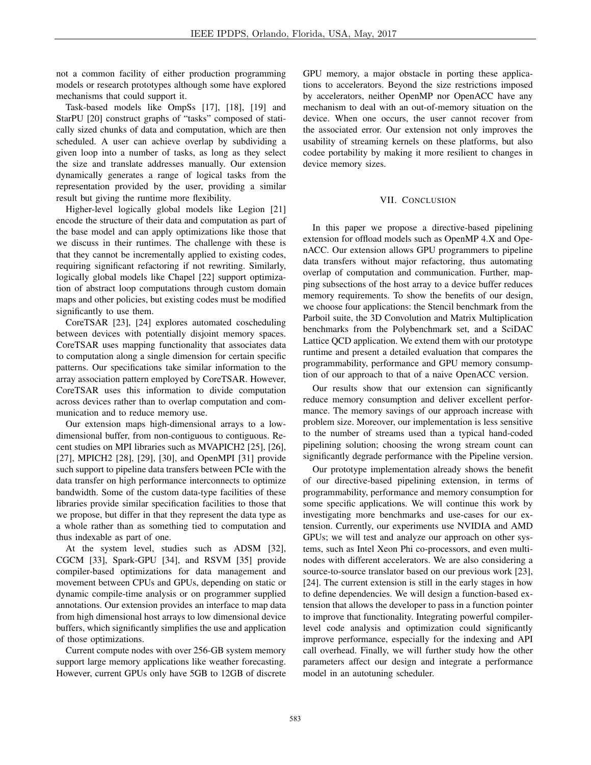not a common facility of either production programming models or research prototypes although some have explored mechanisms that could support it.

Task-based models like OmpSs [17], [18], [19] and StarPU [20] construct graphs of "tasks" composed of statically sized chunks of data and computation, which are then scheduled. A user can achieve overlap by subdividing a given loop into a number of tasks, as long as they select the size and translate addresses manually. Our extension dynamically generates a range of logical tasks from the representation provided by the user, providing a similar result but giving the runtime more flexibility.

Higher-level logically global models like Legion [21] encode the structure of their data and computation as part of the base model and can apply optimizations like those that we discuss in their runtimes. The challenge with these is that they cannot be incrementally applied to existing codes, requiring significant refactoring if not rewriting. Similarly, logically global models like Chapel [22] support optimization of abstract loop computations through custom domain maps and other policies, but existing codes must be modified significantly to use them.

CoreTSAR [23], [24] explores automated coscheduling between devices with potentially disjoint memory spaces. CoreTSAR uses mapping functionality that associates data to computation along a single dimension for certain specific patterns. Our specifications take similar information to the array association pattern employed by CoreTSAR. However, CoreTSAR uses this information to divide computation across devices rather than to overlap computation and communication and to reduce memory use.

Our extension maps high-dimensional arrays to a low-dimensional buffer, from non-contiguous to contiguous. Recent studies on MPI libraries such as MVAPICH2 [25], [26], [27], MPICH2 [28], [29], [30], and OpenMPI [31] provide such support to pipeline data transfers between PCIe with the data transfer on high performance interconnects to optimize bandwidth. Some of the custom data-type facilities of these libraries provide similar specification facilities to those that we propose, but differ in that they represent the data type as a whole rather than as something tied to computation and thus indexable as part of one.

At the system level, studies such as ADSM [32], CGCM [33], Spark-GPU [34], and RSVM [35] provide compiler-based optimizations for data management and movement between CPUs and GPUs, depending on static or dynamic compile-time analysis or on programmer supplied annotations. Our extension provides an interface to map data from high dimensional host arrays to low dimensional device buffers, which significantly simplifies the use and application of those optimizations.

Current compute nodes with over 256-GB system memory support large memory applications like weather forecasting. However, current GPUs only have 5GB to 12GB of discrete GPU memory, a major obstacle in porting these applications to accelerators. Beyond the size restrictions imposed by accelerators, neither OpenMP nor OpenACC have any mechanism to deal with an out-of-memory situation on the device. When one occurs, the user cannot recover from the associated error. Our extension not only improves the usability of streaming kernels on these platforms, but also codee portability by making it more resilient to changes in device memory sizes.

## VII. Conclusion

In this paper we propose a directive-based pipelining extension for offload models such as OpenMP 4.X and OpenACC. Our extension allows GPU programmers to pipeline data transfers without major refactoring, thus automating overlap of computation and communication. Further, mapping subsections of the host array to a device buffer reduces memory requirements. To show the benefits of our design, we choose four applications: the Stencil benchmark from the Parboil suite, the 3D Convolution and Matrix Multiplication benchmarks from the Polybenchmark set, and a SciDAC Lattice QCD application. We extend them with our prototype runtime and present a detailed evaluation that compares the programmability, performance and GPU memory consumption of our approach to that of a naive OpenACC version.

Our results show that our extension can significantly reduce memory consumption and deliver excellent performance. The memory savings of our approach increase with problem size. Moreover, our implementation is less sensitive to the number of streams used than a typical hand-coded pipelining solution; choosing the wrong stream count can significantly degrade performance with the Pipeline version.

Our prototype implementation already shows the benefit of our directive-based pipelining extension, in terms of programmability, performance and memory consumption for some specific applications. We will continue this work by investigating more benchmarks and use-cases for our extension. Currently, our experiments use NVIDIA and AMD GPUs; we will test and analyze our approach on other systems, such as Intel Xeon Phi co-processors, and even multi-nodes with different accelerators. We are also considering a source-to-source translator based on our previous work [23], [24]. The current extension is still in the early stages in how to define dependencies. We will design a function-based extension that allows the developer to pass in a function pointer to improve that functionality. Integrating powerful compiler-level code analysis and optimization could significantly improve performance, especially for the indexing and API call overhead. Finally, we will further study how the other parameters affect our design and integrate a performance model in an autotuning scheduler.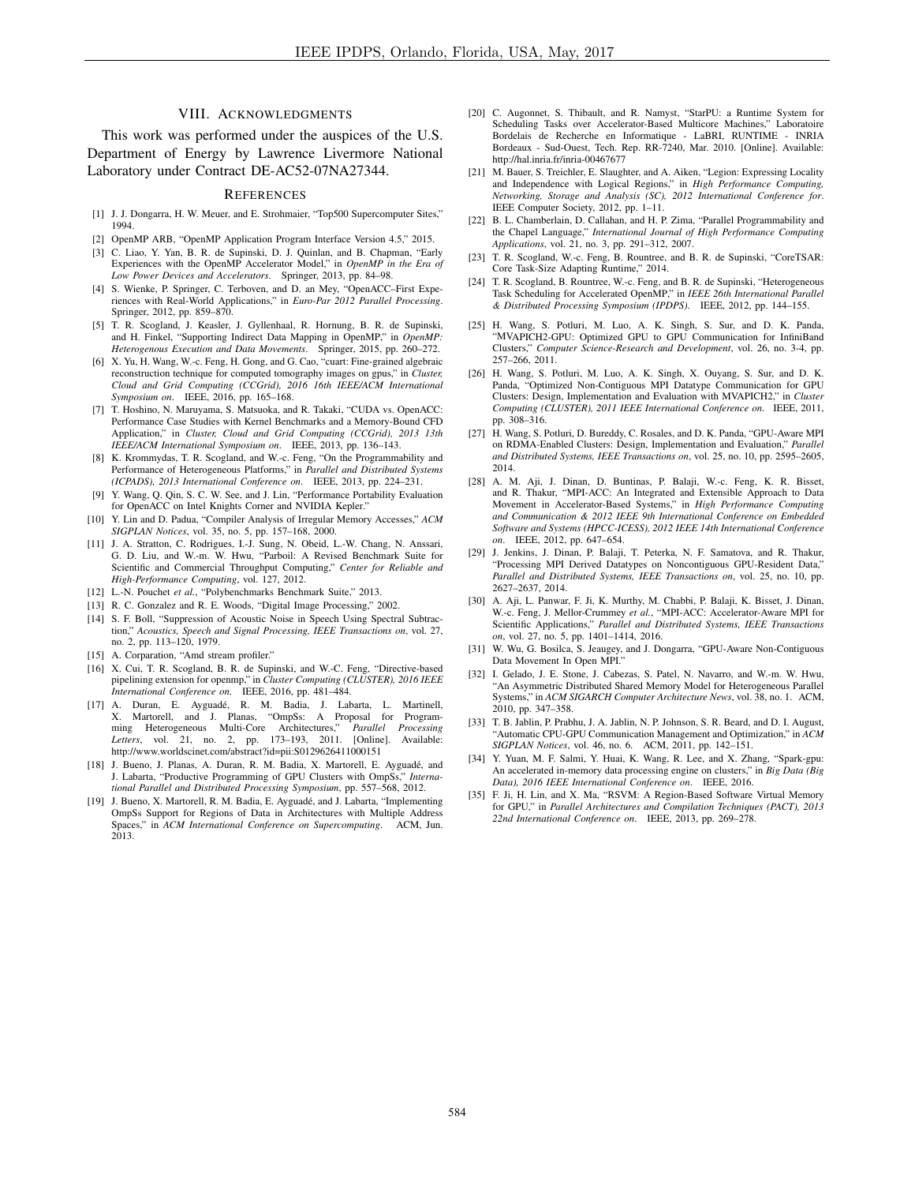## VIII. Acknowledgments

This work was performed under the auspices of the U.S. Department of Energy by Lawrence Livermore National Laboratory under Contract DE-AC52-07NA27344.

## References

[1] J. J. Dongarra, H. W. Meuer, and E. Strohmaier, "Top500 Supercomputer Sites," 1994.

[2] OpenMP ARB, "OpenMP Application Program Interface Version 4.5," 2015.

[3] C. Liao, Y. Yan, B. R. de Supinski, D. J. Quinlan, and B. Chapman, "Early Experiences with the OpenMP Accelerator Model," in *OpenMP in the Era of Low Power Devices and Accelerators*. Springer, 2013, pp. 84–98.

[4] S. Wienke, P. Springer, C. Terboven, and D. an Mey, "OpenACC–First Experiences with Real-World Applications," in *Euro-Par 2012 Parallel Processing*. Springer, 2012, pp. 859–870.

[5] T. R. Scogland, J. Keasler, J. Gyllenhaal, R. Hornung, B. R. de Supinski, and H. Finkel, "Supporting Indirect Data Mapping in OpenMP," in *OpenMP: Heterogenous Execution and Data Movements*. Springer, 2015, pp. 260–272.

[6] X. Yu, H. Wang, W.-c. Feng, H. Gong, and G. Cao, "cuart: Fine-grained algebraic reconstruction technique for computed tomography images on gpus," in *Cluster, Cloud and Grid Computing (CCGrid), 2016 16th IEEE/ACM International Symposium on*. IEEE, 2016, pp. 165–168.

[7] T. Hoshino, N. Maruyama, S. Matsuoka, and R. Takaki, "CUDA vs. OpenACC: Performance Case Studies with Kernel Benchmarks and a Memory-Bound CFD Application," in *Cluster, Cloud and Grid Computing (CCGrid), 2013 13th IEEE/ACM International Symposium on*. IEEE, 2013, pp. 136–143.

[8] K. Krommydas, T. R. Scogland, and W.-c. Feng, "On the Programmability and Performance of Heterogeneous Platforms," in *Parallel and Distributed Systems (ICPADS), 2013 International Conference on*. IEEE, 2013, pp. 224–231.

[9] Y. Wang, Q. Qin, S. C. W. See, and J. Lin, "Performance Portability Evaluation for OpenACC on Intel Knights Corner and NVIDIA Kepler."

[10] Y. Lin and D. Padua, "Compiler Analysis of Irregular Memory Accesses," *ACM SIGPLAN Notices*, vol. 35, no. 5, pp. 157–168, 2000.

[11] J. A. Stratton, C. Rodrigues, I.-J. Sung, N. Obeid, L.-W. Chang, N. Anssari, G. D. Liu, and W.-m. W. Hwu, "Parboil: A Revised Benchmark Suite for Scientific and Commercial Throughput Computing," *Center for Reliable and High-Performance Computing*, vol. 127, 2012.

[12] L.-N. Pouchet *et al.*, "Polybenchmarks Benchmark Suite," 2013.

[13] R. C. Gonzalez and R. E. Woods, "Digital Image Processing," 2002.

[14] S. F. Boll, "Suppression of Acoustic Noise in Speech Using Spectral Subtraction," *Acoustics, Speech and Signal Processing, IEEE Transactions on*, vol. 27, no. 2, pp. 113–120, 1979.

[15] A. Corparation, "Amd stream profiler."

[16] X. Cui, T. R. Scogland, B. R. de Supinski, and W.-C. Feng, "Directive-based pipelining extension for openmp," in *Cluster Computing (CLUSTER), 2016 IEEE International Conference on*. IEEE, 2016, pp. 481–484.

[17] A. Duran, E. Ayguadé, R. M. Badia, J. Labarta, L. Martinell, X. Martorell, and J. Planas, "OmpSs: A Proposal for Programming Heterogeneous Multi-Core Architectures," *Parallel Processing Letters*, vol. 21, no. 2, pp. 173–193, 2011. [Online]. Available: http://www.worldscinet.com/abstract?id=pii:S0129626411000151

[18] J. Bueno, J. Planas, A. Duran, R. M. Badia, X. Martorell, E. Ayguadé, and J. Labarta, "Productive Programming of GPU Clusters with OmpSs," *International Parallel and Distributed Processing Symposium*, pp. 557–568, 2012.

[19] J. Bueno, X. Martorell, R. M. Badia, E. Ayguadé, and J. Labarta, "Implementing OmpSs Support for Regions of Data in Architectures with Multiple Address Spaces," in *ACM International Conference on Supercomputing*. ACM, Jun. 2013.

[20] C. Augonnet, S. Thibault, and R. Namyst, "StarPU: a Runtime System for Scheduling Tasks over Accelerator-Based Multicore Machines," Laboratoire Bordelais de Recherche en Informatique - LaBRI, RUNTIME - INRIA Bordeaux - Sud-Ouest, Tech. Rep. RR-7240, Mar. 2010. [Online]. Available: http://hal.inria.fr/inria-00467677

[21] M. Bauer, S. Treichler, E. Slaughter, and A. Aiken, "Legion: Expressing Locality and Independence with Logical Regions," in *High Performance Computing, Networking, Storage and Analysis (SC), 2012 International Conference for*. IEEE Computer Society, 2012, pp. 1–11.

[22] B. L. Chamberlain, D. Callahan, and H. P. Zima, "Parallel Programmability and the Chapel Language," *International Journal of High Performance Computing Applications*, vol. 21, no. 3, pp. 291–312, 2007.

[23] T. R. Scogland, W.-c. Feng, B. Rountree, and B. R. de Supinski, "CoreTSAR: Core Task-Size Adapting Runtime," 2014.

[24] T. R. Scogland, B. Rountree, W.-c. Feng, and B. R. de Supinski, "Heterogeneous Task Scheduling for Accelerated OpenMP," in *IEEE 26th International Parallel & Distributed Processing Symposium (IPDPS)*. IEEE, 2012, pp. 144–155.

[25] H. Wang, S. Potluri, M. Luo, A. K. Singh, S. Sur, and D. K. Panda, "MVAPICH2-GPU: Optimized GPU to GPU Communication for InfiniBand Clusters," *Computer Science-Research and Development*, vol. 26, no. 3-4, pp. 257–266, 2011.

[26] H. Wang, S. Potluri, M. Luo, A. K. Singh, X. Ouyang, S. Sur, and D. K. Panda, "Optimized Non-Contiguous MPI Datatype Communication for GPU Clusters: Design, Implementation and Evaluation with MVAPICH2," in *Cluster Computing (CLUSTER), 2011 IEEE International Conference on*. IEEE, 2011, pp. 308–316.

[27] H. Wang, S. Potluri, D. Bureddy, C. Rosales, and D. K. Panda, "GPU-Aware MPI on RDMA-Enabled Clusters: Design, Implementation and Evaluation," *Parallel and Distributed Systems, IEEE Transactions on*, vol. 25, no. 10, pp. 2595–2605, 2014.

[28] A. M. Aji, J. Dinan, D. Buntinas, P. Balaji, W.-c. Feng, K. R. Bisset, and R. Thakur, "MPI-ACC: An Integrated and Extensible Approach to Data Movement in Accelerator-Based Systems," in *High Performance Computing and Communication & 2012 IEEE 9th International Conference on Embedded Software and Systems (HPCC-ICESS), 2012 IEEE 14th International Conference on*. IEEE, 2012, pp. 647–654.

[29] J. Jenkins, J. Dinan, P. Balaji, T. Peterka, N. F. Samatova, and R. Thakur, "Processing MPI Derived Datatypes on Noncontiguous GPU-Resident Data," *Parallel and Distributed Systems, IEEE Transactions on*, vol. 25, no. 10, pp. 2627–2637, 2014.

[30] A. Aji, L. Panwar, F. Ji, K. Murthy, M. Chabbi, P. Balaji, K. Bisset, J. Dinan, W.-c. Feng, J. Mellor-Crummey *et al.*, "MPI-ACC: Accelerator-Aware MPI for Scientific Applications," *Parallel and Distributed Systems, IEEE Transactions on*, vol. 27, no. 5, pp. 1401–1414, 2016.

[31] W. Wu, G. Bosilca, S. Jeaugey, and J. Dongarra, "GPU-Aware Non-Contiguous Data Movement In Open MPI."

[32] I. Gelado, J. E. Stone, J. Cabezas, S. Patel, N. Navarro, and W.-m. W. Hwu, "An Asymmetric Distributed Shared Memory Model for Heterogeneous Parallel Systems," in *ACM SIGARCH Computer Architecture News*, vol. 38, no. 1. ACM, 2010, pp. 347–358.

[33] T. B. Jablin, P. Prabhu, J. A. Jablin, N. P. Johnson, S. R. Beard, and D. I. August, "Automatic CPU-GPU Communication Management and Optimization," in *ACM SIGPLAN Notices*, vol. 46, no. 6. ACM, 2011, pp. 142–151.

[34] Y. Yuan, M. F. Salmi, Y. Huai, K. Wang, R. Lee, and X. Zhang, "Spark-gpu: An accelerated in-memory data processing engine on clusters," in *Big Data (Big Data), 2016 IEEE International Conference on*. IEEE, 2016.

[35] F. Ji, H. Lin, and X. Ma, "RSVM: A Region-Based Software Virtual Memory for GPU," in *Parallel Architectures and Compilation Techniques (PACT), 2013 22nd International Conference on*. IEEE, 2013, pp. 269–278.